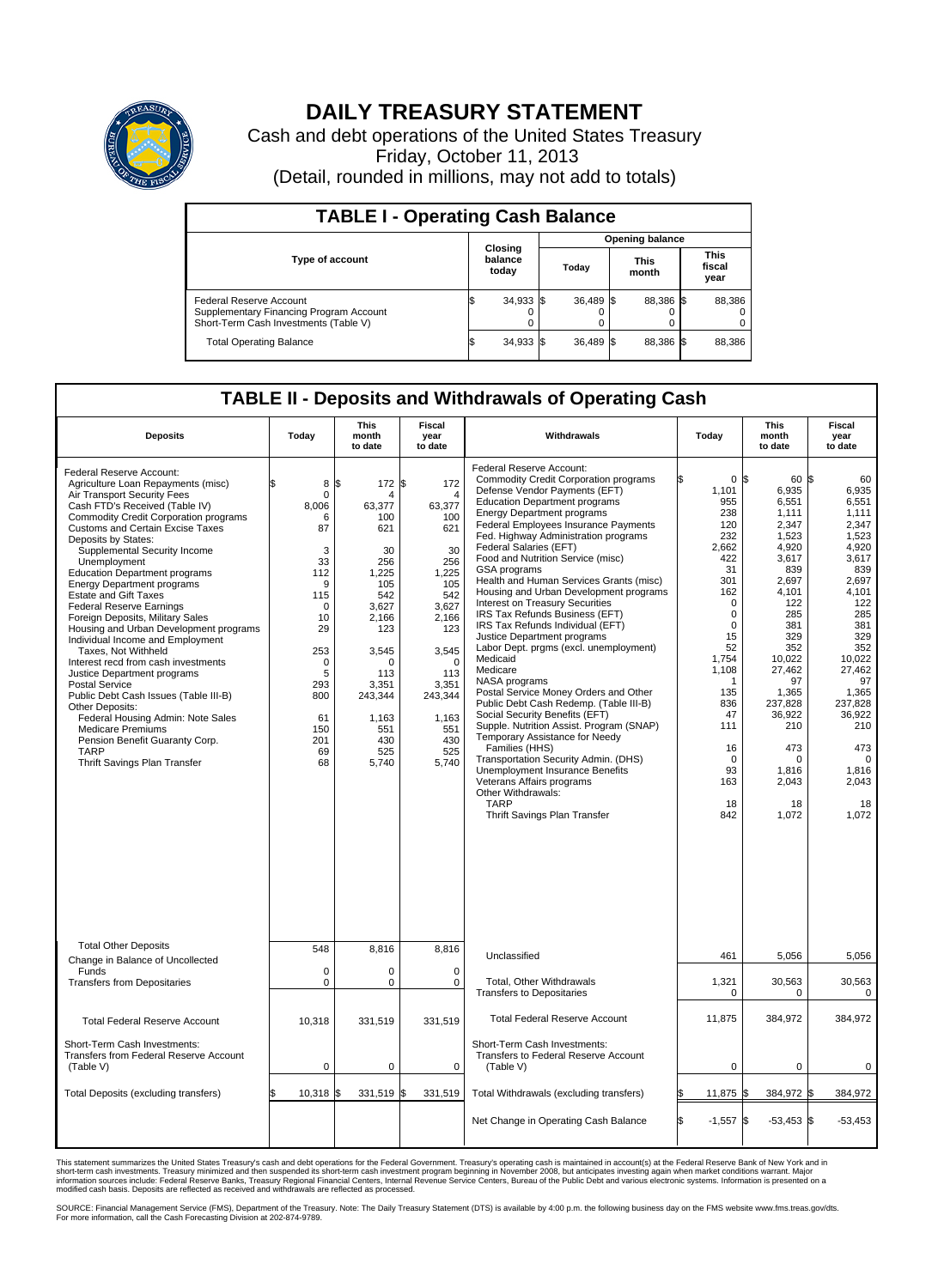# DAILY TREASURY STATEMENT

Cash and debt operations of the United States Treasury

Friday, October 11, 2013

(Detail, rounded in millions, may not add to totals)

## TABLE I - Operating Cash Balance

| Type of account | Closing balance today | Opening balance Today | Opening balance This month | Opening balance This fiscal year |
|---|---|---|---|---|
| Federal Reserve Account | $ 34,933 | $ 36,489 | $ 88,386 | $ 88,386 |
| Supplementary Financing Program Account | 0 | 0 | 0 | 0 |
| Short-Term Cash Investments (Table V) | 0 | 0 | 0 | 0 |
| Total Operating Balance | $ 34,933 | $ 36,489 | $ 88,386 | $ 88,386 |

## TABLE II - Deposits and Withdrawals of Operating Cash

| Deposits | Today | This month to date | Fiscal year to date | Withdrawals | Today | This month to date | Fiscal year to date |
|---|---|---|---|---|---|---|---|
| Federal Reserve Account: | | | | Federal Reserve Account: | | | |
| Agriculture Loan Repayments (misc) | $ 8 | $ 172 | $ 172 | Commodity Credit Corporation programs | $ 0 | $ 60 | $ 60 |
| Air Transport Security Fees | 0 | 4 | 4 | Defense Vendor Payments (EFT) | 1,101 | 6,935 | 6,935 |
| Cash FTD's Received (Table IV) | 8,006 | 63,377 | 63,377 | Education Department programs | 955 | 6,551 | 6,551 |
| Commodity Credit Corporation programs | 6 | 100 | 100 | Energy Department programs | 238 | 1,111 | 1,111 |
| Customs and Certain Excise Taxes | 87 | 621 | 621 | Federal Employees Insurance Payments | 120 | 2,347 | 2,347 |
| Deposits by States: | | | | Fed. Highway Administration programs | 232 | 1,523 | 1,523 |
| Supplemental Security Income | 3 | 30 | 30 | Federal Salaries (EFT) | 2,662 | 4,920 | 4,920 |
| Unemployment | 33 | 256 | 256 | Food and Nutrition Service (misc) | 422 | 3,617 | 3,617 |
| Education Department programs | 112 | 1,225 | 1,225 | GSA programs | 31 | 839 | 839 |
| Energy Department programs | 9 | 105 | 105 | Health and Human Services Grants (misc) | 301 | 2,697 | 2,697 |
| Estate and Gift Taxes | 115 | 542 | 542 | Housing and Urban Development programs | 162 | 4,101 | 4,101 |
| Federal Reserve Earnings | 0 | 3,627 | 3,627 | Interest on Treasury Securities | 0 | 122 | 122 |
| Foreign Deposits, Military Sales | 10 | 2,166 | 2,166 | IRS Tax Refunds Business (EFT) | 0 | 285 | 285 |
| Housing and Urban Development programs | 29 | 123 | 123 | IRS Tax Refunds Individual (EFT) | 0 | 381 | 381 |
| Individual Income and Employment | | | | Justice Department programs | 15 | 329 | 329 |
| Taxes, Not Withheld | 253 | 3,545 | 3,545 | Labor Dept. prgms (excl. unemployment) | 52 | 352 | 352 |
| Interest recd from cash investments | 0 | 0 | 0 | Medicaid | 1,754 | 10,022 | 10,022 |
| Justice Department programs | 5 | 113 | 113 | Medicare | 1,108 | 27,462 | 27,462 |
| Postal Service | 293 | 3,351 | 3,351 | NASA programs | 1 | 97 | 97 |
| Public Debt Cash Issues (Table III-B) | 800 | 243,344 | 243,344 | Postal Service Money Orders and Other | 135 | 1,365 | 1,365 |
| Other Deposits: | | | | Public Debt Cash Redemp. (Table III-B) | 836 | 237,828 | 237,828 |
| Federal Housing Admin: Note Sales | 61 | 1,163 | 1,163 | Social Security Benefits (EFT) | 47 | 36,922 | 36,922 |
| Medicare Premiums | 150 | 551 | 551 | Supple. Nutrition Assist. Program (SNAP) | 111 | 210 | 210 |
| Pension Benefit Guaranty Corp. | 201 | 430 | 430 | Temporary Assistance for Needy Families (HHS) | 16 | 473 | 473 |
| TARP | 69 | 525 | 525 | Transportation Security Admin. (DHS) | 0 | 0 | 0 |
| Thrift Savings Plan Transfer | 68 | 5,740 | 5,740 | Unemployment Insurance Benefits | 93 | 1,816 | 1,816 |
| | | | | Veterans Affairs programs | 163 | 2,043 | 2,043 |
| | | | | Other Withdrawals: | | | |
| | | | | TARP | 18 | 18 | 18 |
| | | | | Thrift Savings Plan Transfer | 842 | 1,072 | 1,072 |
| Total Other Deposits | 548 | 8,816 | 8,816 | Unclassified | 461 | 5,056 | 5,056 |
| Change in Balance of Uncollected Funds | 0 | 0 | 0 | | | | |
| Transfers from Depositaries | 0 | 0 | 0 | Total, Other Withdrawals | 1,321 | 30,563 | 30,563 |
| | | | | Transfers to Depositaries | 0 | 0 | 0 |
| Total Federal Reserve Account | 10,318 | 331,519 | 331,519 | Total Federal Reserve Account | 11,875 | 384,972 | 384,972 |
| Short-Term Cash Investments: Transfers from Federal Reserve Account (Table V) | 0 | 0 | 0 | Short-Term Cash Investments: Transfers to Federal Reserve Account (Table V) | 0 | 0 | 0 |
| Total Deposits (excluding transfers) | $ 10,318 | $ 331,519 | $ 331,519 | Total Withdrawals (excluding transfers) | $ 11,875 | $ 384,972 | $ 384,972 |
| | | | | Net Change in Operating Cash Balance | $ -1,557 | $ -53,453 | $ -53,453 |

This statement summarizes the United States Treasury's cash and debt operations for the Federal Government. Treasury's operating cash is maintained in account(s) at the Federal Reserve Bank of New York and in short-term cash investments. Treasury minimized and then suspended its short-term cash investment program beginning in November 2008, but anticipates investing again when market conditions warrant. Major information sources include: Federal Reserve Banks, Treasury Regional Financial Centers, Internal Revenue Service Centers, Bureau of the Public Debt and various electronic systems. Information is presented on a modified cash basis. Deposits are reflected as received and withdrawals are reflected as processed.

SOURCE: Financial Management Service (FMS), Department of the Treasury. Note: The Daily Treasury Statement (DTS) is available by 4:00 p.m. the following business day on the FMS website www.fms.treas.gov/dts. For more information, call the Cash Forecasting Division at 202-874-9789.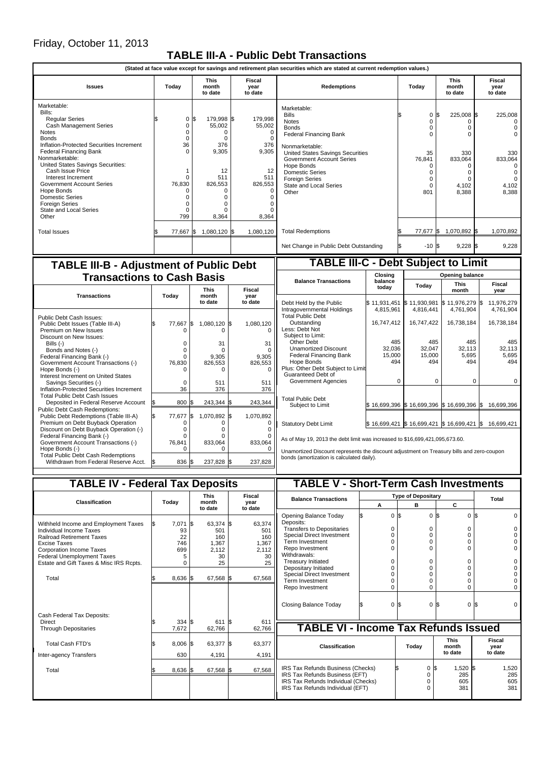Friday, October 11, 2013

# TABLE III-A - Public Debt Transactions

(Stated at face value except for savings and retirement plan securities which are stated at current redemption values.)

| Issues | Today | This month to date | Fiscal year to date |
|---|---|---|---|
| Marketable: | | | |
| Bills: | | | |
| Regular Series | $ 0 | $ 179,998 | $ 179,998 |
| Cash Management Series | 0 | 55,002 | 55,002 |
| Notes | 0 | 0 | 0 |
| Bonds | 0 | 0 | 0 |
| Inflation-Protected Securities Increment | 36 | 376 | 376 |
| Federal Financing Bank | 0 | 9,305 | 9,305 |
| Nonmarketable: | | | |
| United States Savings Securities: | | | |
| Cash Issue Price | 1 | 12 | 12 |
| Interest Increment | 0 | 511 | 511 |
| Government Account Series | 76,830 | 826,553 | 826,553 |
| Hope Bonds | 0 | 0 | 0 |
| Domestic Series | 0 | 0 | 0 |
| Foreign Series | 0 | 0 | 0 |
| State and Local Series | 0 | 0 | 0 |
| Other | 799 | 8,364 | 8,364 |
| Total Issues | $ 77,667 | $ 1,080,120 | $ 1,080,120 |

| Redemptions | Today | This month to date | Fiscal year to date |
|---|---|---|---|
| Marketable: | | | |
| Bills | $ 0 | $ 225,008 | $ 225,008 |
| Notes | 0 | 0 | 0 |
| Bonds | 0 | 0 | 0 |
| Federal Financing Bank | 0 | 0 | 0 |
| Nonmarketable: | | | |
| United States Savings Securities | 35 | 330 | 330 |
| Government Account Series | 76,841 | 833,064 | 833,064 |
| Hope Bonds | 0 | 0 | 0 |
| Domestic Series | 0 | 0 | 0 |
| Foreign Series | 0 | 0 | 0 |
| State and Local Series | 0 | 4,102 | 4,102 |
| Other | 801 | 8,388 | 8,388 |
| Total Redemptions | $ 77,677 | $ 1,070,892 | $ 1,070,892 |
| Net Change in Public Debt Outstanding | $ -10 | $ 9,228 | $ 9,228 |

# TABLE III-B - Adjustment of Public Debt Transactions to Cash Basis

| Transactions | Today | This month to date | Fiscal year to date |
|---|---|---|---|
| Public Debt Cash Issues: | | | |
| Public Debt Issues (Table III-A) | $ 77,667 | $ 1,080,120 | $ 1,080,120 |
| Premium on New Issues | 0 | 0 | 0 |
| Discount on New Issues: | | | |
| Bills (-) | 0 | 31 | 31 |
| Bonds and Notes (-) | 0 | 0 | 0 |
| Federal Financing Bank (-) | 0 | 9,305 | 9,305 |
| Government Account Transactions (-) | 76,830 | 826,553 | 826,553 |
| Hope Bonds (-) | 0 | 0 | 0 |
| Interest Increment on United States Savings Securities (-) | 0 | 511 | 511 |
| Inflation-Protected Securities Increment | 36 | 376 | 376 |
| Total Public Debt Cash Issues Deposited in Federal Reserve Account | $ 800 | $ 243,344 | $ 243,344 |
| Public Debt Cash Redemptions: | | | |
| Public Debt Redemptions (Table III-A) | $ 77,677 | $ 1,070,892 | $ 1,070,892 |
| Premium on Debt Buyback Operation | 0 | 0 | 0 |
| Discount on Debt Buyback Operation (-) | 0 | 0 | 0 |
| Federal Financing Bank (-) | 0 | 0 | 0 |
| Government Account Transactions (-) | 76,841 | 833,064 | 833,064 |
| Hope Bonds (-) | 0 | 0 | 0 |
| Total Public Debt Cash Redemptions Withdrawn from Federal Reserve Acct. | $ 836 | $ 237,828 | $ 237,828 |

# TABLE III-C - Debt Subject to Limit

| Balance Transactions | Closing balance today | Opening balance Today | Opening balance This month | Opening balance Fiscal year |
|---|---|---|---|---|
| Debt Held by the Public | $ 11,931,451 | $ 11,930,981 | $ 11,976,279 | $ 11,976,279 |
| Intragovernmental Holdings | 4,815,961 | 4,816,441 | 4,761,904 | 4,761,904 |
| Total Public Debt Outstanding | 16,747,412 | 16,747,422 | 16,738,184 | 16,738,184 |
| Less: Debt Not Subject to Limit: | | | | |
| Other Debt | 485 | 485 | 485 | 485 |
| Unamortized Discount | 32,036 | 32,047 | 32,113 | 32,113 |
| Federal Financing Bank | 15,000 | 15,000 | 5,695 | 5,695 |
| Hope Bonds | 494 | 494 | 494 | 494 |
| Plus: Other Debt Subject to Limit | | | | |
| Guaranteed Debt of Government Agencies | 0 | 0 | 0 | 0 |
| Total Public Debt Subject to Limit | $ 16,699,396 | $ 16,699,396 | $ 16,699,396 | $ 16,699,396 |
| Statutory Debt Limit | $ 16,699,421 | $ 16,699,421 | $ 16,699,421 | $ 16,699,421 |

As of May 19, 2013 the debt limit was increased to $16,699,421,095,673.60.

Unamortized Discount represents the discount adjustment on Treasury bills and zero-coupon bonds (amortization is calculated daily).

# TABLE IV - Federal Tax Deposits

| Classification | Today | This month to date | Fiscal year to date |
|---|---|---|---|
| Withheld Income and Employment Taxes | $ 7,071 | $ 63,374 | $ 63,374 |
| Individual Income Taxes | 93 | 501 | 501 |
| Railroad Retirement Taxes | 22 | 160 | 160 |
| Excise Taxes | 746 | 1,367 | 1,367 |
| Corporation Income Taxes | 699 | 2,112 | 2,112 |
| Federal Unemployment Taxes | 5 | 30 | 30 |
| Estate and Gift Taxes & Misc IRS Rcpts. | 0 | 25 | 25 |
| Total | $ 8,636 | $ 67,568 | $ 67,568 |
| Cash Federal Tax Deposits: | | | |
| Direct | $ 334 | $ 611 | $ 611 |
| Through Depositaries | 7,672 | 62,766 | 62,766 |
| Total Cash FTD's | $ 8,006 | $ 63,377 | $ 63,377 |
| Inter-agency Transfers | 630 | 4,191 | 4,191 |
| Total | $ 8,636 | $ 67,568 | $ 67,568 |

# TABLE V - Short-Term Cash Investments

| Balance Transactions | Type of Depositary A | Type of Depositary B | Type of Depositary C | Total |
|---|---|---|---|---|
| Opening Balance Today | $ 0 | $ 0 | $ 0 | $ 0 |
| Deposits: | | | | |
| Transfers to Depositaries | 0 | 0 | 0 | 0 |
| Special Direct Investment | 0 | 0 | 0 | 0 |
| Term Investment | 0 | 0 | 0 | 0 |
| Repo Investment | 0 | 0 | 0 | 0 |
| Withdrawals: | | | | |
| Treasury Initiated | 0 | 0 | 0 | 0 |
| Depositary Initiated | 0 | 0 | 0 | 0 |
| Special Direct Investment | 0 | 0 | 0 | 0 |
| Term Investment | 0 | 0 | 0 | 0 |
| Repo Investment | 0 | 0 | 0 | 0 |
| Closing Balance Today | $ 0 | $ 0 | $ 0 | $ 0 |

# TABLE VI - Income Tax Refunds Issued

| Classification | Today | This month to date | Fiscal year to date |
|---|---|---|---|
| IRS Tax Refunds Business (Checks) | $ 0 | $ 1,520 | $ 1,520 |
| IRS Tax Refunds Business (EFT) | 0 | 285 | 285 |
| IRS Tax Refunds Individual (Checks) | 0 | 605 | 605 |
| IRS Tax Refunds Individual (EFT) | 0 | 381 | 381 |